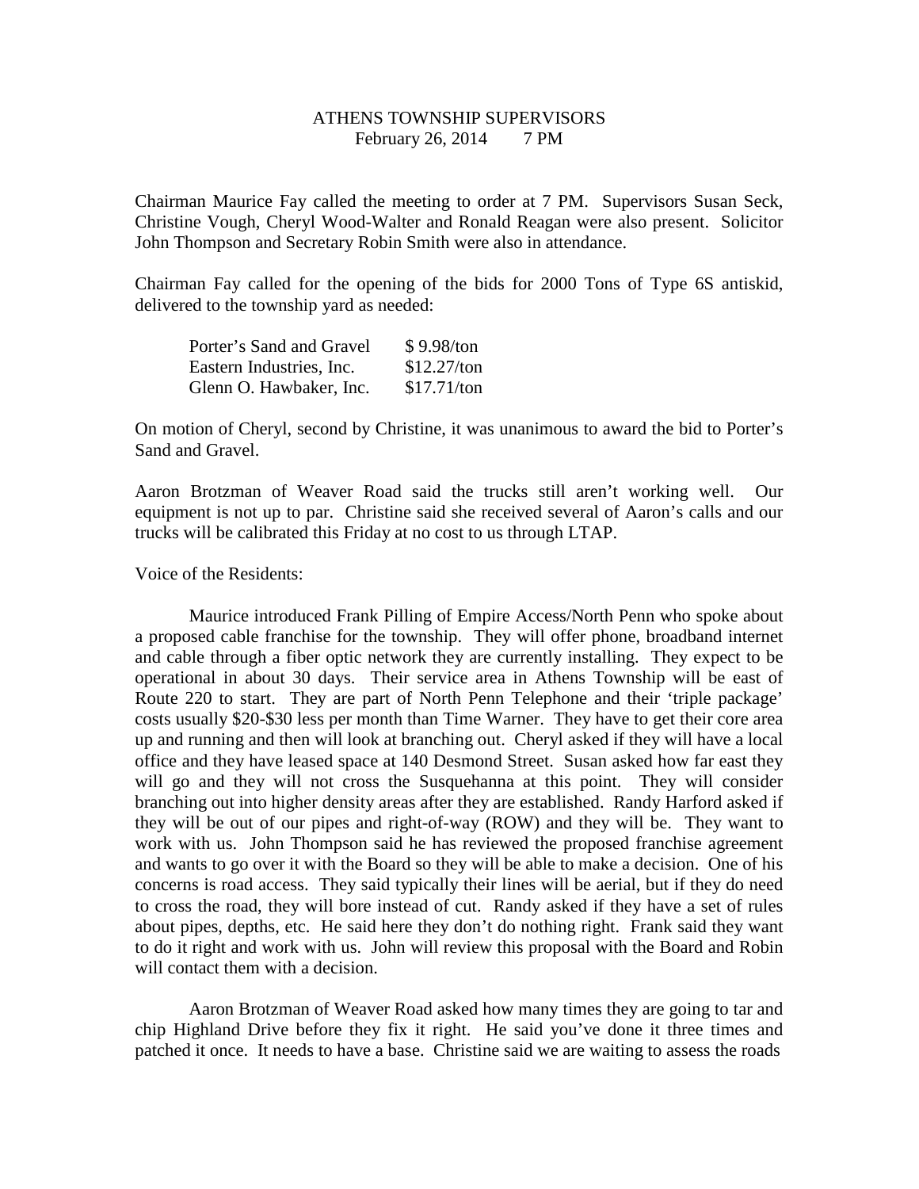ATHENS TOWNSHIP SUPERVISORS
February 26, 2014 7 PM

Chairman Maurice Fay called the meeting to order at 7 PM. Supervisors Susan Seck, Christine Vough, Cheryl Wood-Walter and Ronald Reagan were also present. Solicitor John Thompson and Secretary Robin Smith were also in attendance.

Chairman Fay called for the opening of the bids for 2000 Tons of Type 6S antiskid, delivered to the township yard as needed:

| | |
|---|---|
| Porter's Sand and Gravel | $ 9.98/ton |
| Eastern Industries, Inc. | $12.27/ton |
| Glenn O. Hawbaker, Inc. | $17.71/ton |

On motion of Cheryl, second by Christine, it was unanimous to award the bid to Porter's Sand and Gravel.

Aaron Brotzman of Weaver Road said the trucks still aren't working well. Our equipment is not up to par. Christine said she received several of Aaron's calls and our trucks will be calibrated this Friday at no cost to us through LTAP.

Voice of the Residents:

Maurice introduced Frank Pilling of Empire Access/North Penn who spoke about a proposed cable franchise for the township. They will offer phone, broadband internet and cable through a fiber optic network they are currently installing. They expect to be operational in about 30 days. Their service area in Athens Township will be east of Route 220 to start. They are part of North Penn Telephone and their 'triple package' costs usually $20-$30 less per month than Time Warner. They have to get their core area up and running and then will look at branching out. Cheryl asked if they will have a local office and they have leased space at 140 Desmond Street. Susan asked how far east they will go and they will not cross the Susquehanna at this point. They will consider branching out into higher density areas after they are established. Randy Harford asked if they will be out of our pipes and right-of-way (ROW) and they will be. They want to work with us. John Thompson said he has reviewed the proposed franchise agreement and wants to go over it with the Board so they will be able to make a decision. One of his concerns is road access. They said typically their lines will be aerial, but if they do need to cross the road, they will bore instead of cut. Randy asked if they have a set of rules about pipes, depths, etc. He said here they don't do nothing right. Frank said they want to do it right and work with us. John will review this proposal with the Board and Robin will contact them with a decision.

Aaron Brotzman of Weaver Road asked how many times they are going to tar and chip Highland Drive before they fix it right. He said you've done it three times and patched it once. It needs to have a base. Christine said we are waiting to assess the roads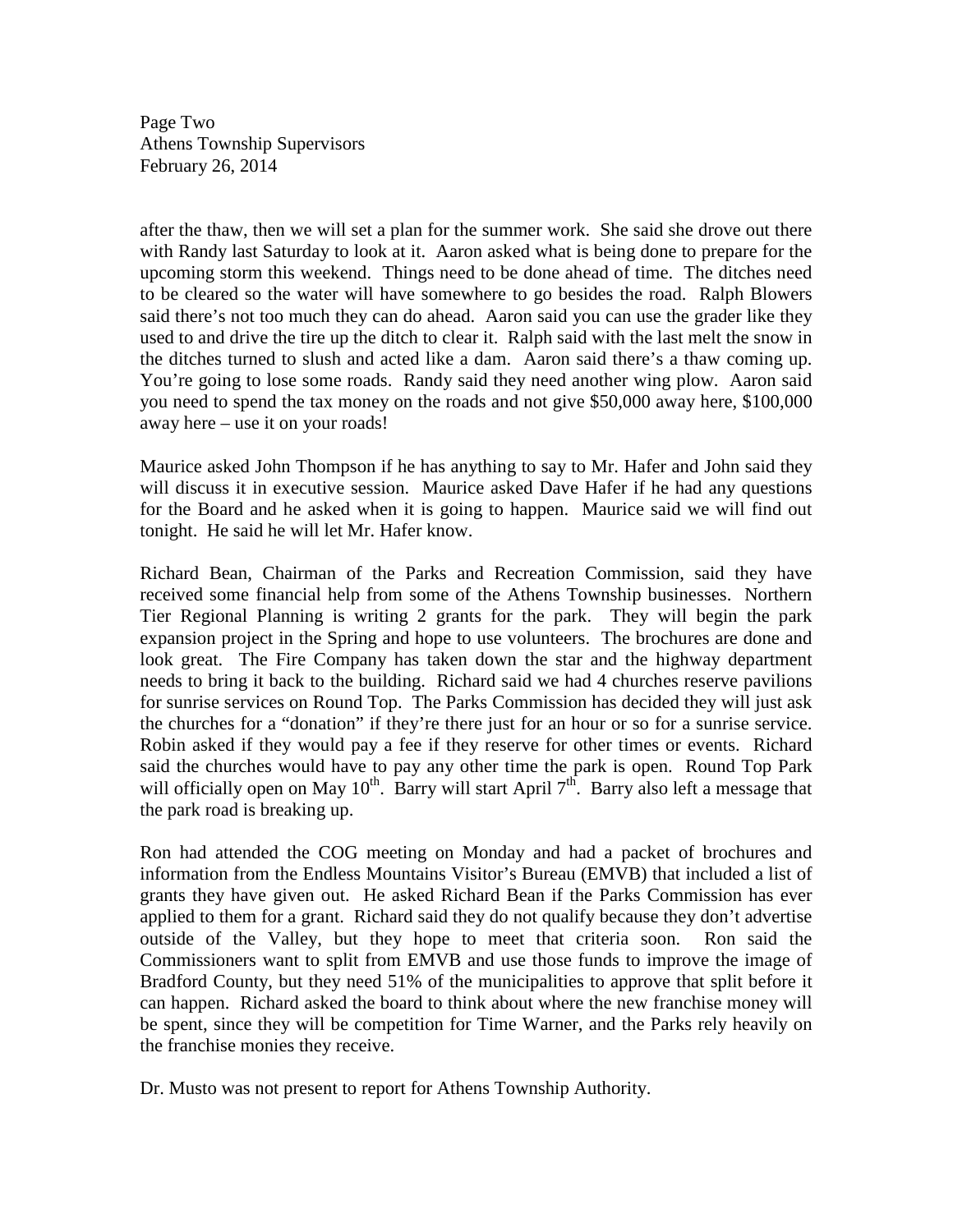after the thaw, then we will set a plan for the summer work. She said she drove out there with Randy last Saturday to look at it. Aaron asked what is being done to prepare for the upcoming storm this weekend. Things need to be done ahead of time. The ditches need to be cleared so the water will have somewhere to go besides the road. Ralph Blowers said there's not too much they can do ahead. Aaron said you can use the grader like they used to and drive the tire up the ditch to clear it. Ralph said with the last melt the snow in the ditches turned to slush and acted like a dam. Aaron said there's a thaw coming up. You're going to lose some roads. Randy said they need another wing plow. Aaron said you need to spend the tax money on the roads and not give $50,000 away here, $100,000 away here – use it on your roads!

Maurice asked John Thompson if he has anything to say to Mr. Hafer and John said they will discuss it in executive session. Maurice asked Dave Hafer if he had any questions for the Board and he asked when it is going to happen. Maurice said we will find out tonight. He said he will let Mr. Hafer know.

Richard Bean, Chairman of the Parks and Recreation Commission, said they have received some financial help from some of the Athens Township businesses. Northern Tier Regional Planning is writing 2 grants for the park. They will begin the park expansion project in the Spring and hope to use volunteers. The brochures are done and look great. The Fire Company has taken down the star and the highway department needs to bring it back to the building. Richard said we had 4 churches reserve pavilions for sunrise services on Round Top. The Parks Commission has decided they will just ask the churches for a "donation" if they're there just for an hour or so for a sunrise service. Robin asked if they would pay a fee if they reserve for other times or events. Richard said the churches would have to pay any other time the park is open. Round Top Park will officially open on May 10th. Barry will start April 7th. Barry also left a message that the park road is breaking up.

Ron had attended the COG meeting on Monday and had a packet of brochures and information from the Endless Mountains Visitor's Bureau (EMVB) that included a list of grants they have given out. He asked Richard Bean if the Parks Commission has ever applied to them for a grant. Richard said they do not qualify because they don't advertise outside of the Valley, but they hope to meet that criteria soon. Ron said the Commissioners want to split from EMVB and use those funds to improve the image of Bradford County, but they need 51% of the municipalities to approve that split before it can happen. Richard asked the board to think about where the new franchise money will be spent, since they will be competition for Time Warner, and the Parks rely heavily on the franchise monies they receive.

Dr. Musto was not present to report for Athens Township Authority.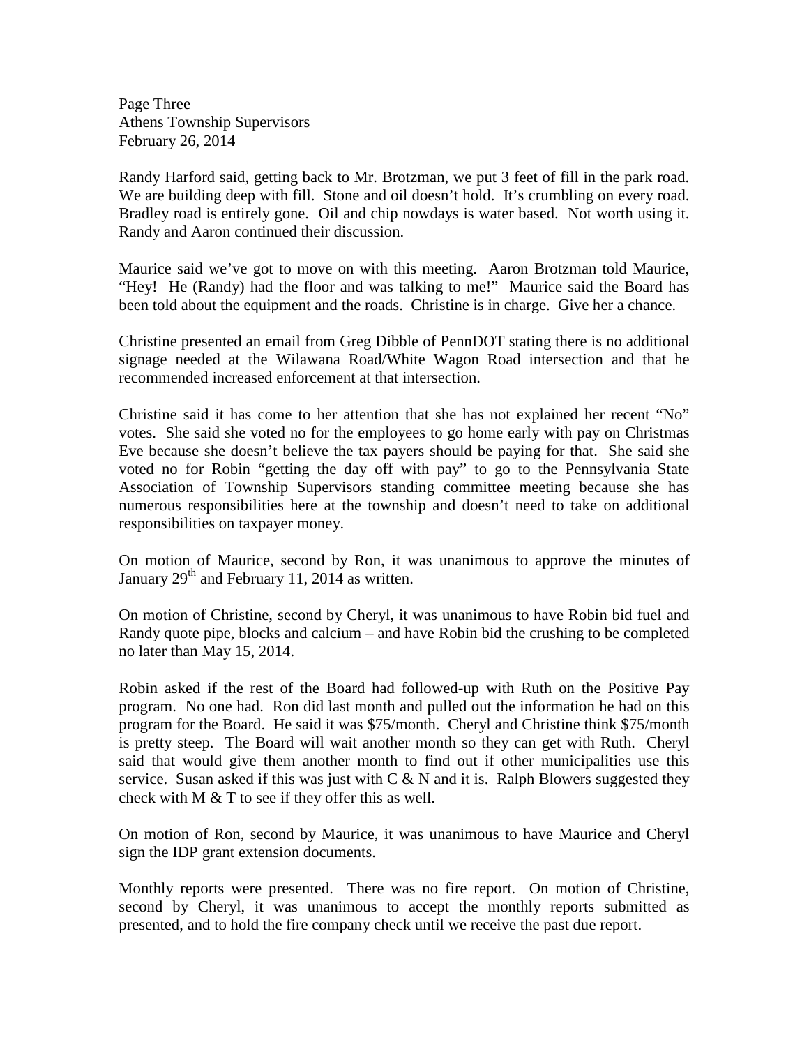Randy Harford said, getting back to Mr. Brotzman, we put 3 feet of fill in the park road. We are building deep with fill. Stone and oil doesn't hold. It's crumbling on every road. Bradley road is entirely gone. Oil and chip nowdays is water based. Not worth using it. Randy and Aaron continued their discussion.

Maurice said we've got to move on with this meeting. Aaron Brotzman told Maurice, "Hey! He (Randy) had the floor and was talking to me!" Maurice said the Board has been told about the equipment and the roads. Christine is in charge. Give her a chance.

Christine presented an email from Greg Dibble of PennDOT stating there is no additional signage needed at the Wilawana Road/White Wagon Road intersection and that he recommended increased enforcement at that intersection.

Christine said it has come to her attention that she has not explained her recent "No" votes. She said she voted no for the employees to go home early with pay on Christmas Eve because she doesn't believe the tax payers should be paying for that. She said she voted no for Robin "getting the day off with pay" to go to the Pennsylvania State Association of Township Supervisors standing committee meeting because she has numerous responsibilities here at the township and doesn't need to take on additional responsibilities on taxpayer money.

On motion of Maurice, second by Ron, it was unanimous to approve the minutes of January 29th and February 11, 2014 as written.

On motion of Christine, second by Cheryl, it was unanimous to have Robin bid fuel and Randy quote pipe, blocks and calcium – and have Robin bid the crushing to be completed no later than May 15, 2014.

Robin asked if the rest of the Board had followed-up with Ruth on the Positive Pay program. No one had. Ron did last month and pulled out the information he had on this program for the Board. He said it was $75/month. Cheryl and Christine think $75/month is pretty steep. The Board will wait another month so they can get with Ruth. Cheryl said that would give them another month to find out if other municipalities use this service. Susan asked if this was just with C & N and it is. Ralph Blowers suggested they check with M & T to see if they offer this as well.

On motion of Ron, second by Maurice, it was unanimous to have Maurice and Cheryl sign the IDP grant extension documents.

Monthly reports were presented. There was no fire report. On motion of Christine, second by Cheryl, it was unanimous to accept the monthly reports submitted as presented, and to hold the fire company check until we receive the past due report.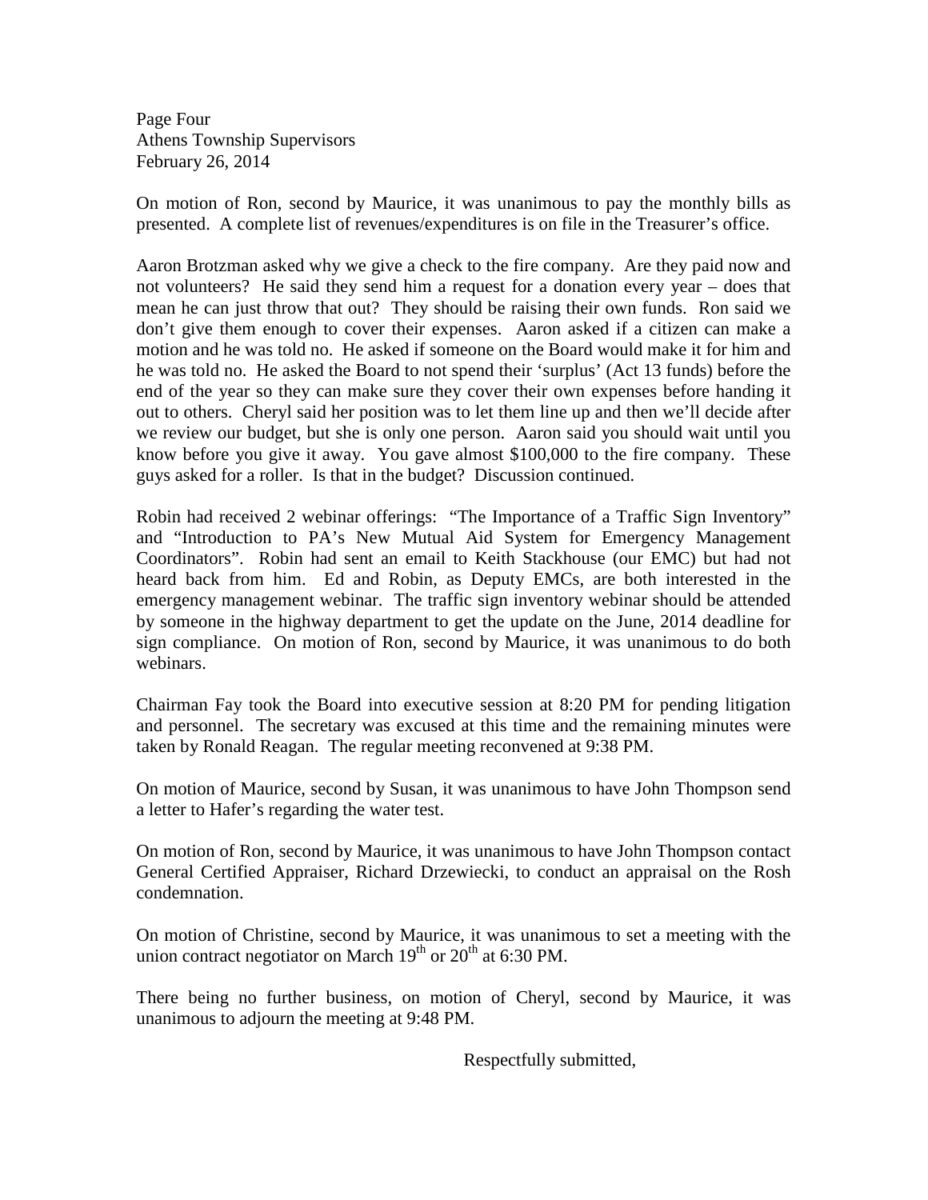On motion of Ron, second by Maurice, it was unanimous to pay the monthly bills as presented. A complete list of revenues/expenditures is on file in the Treasurer's office.

Aaron Brotzman asked why we give a check to the fire company. Are they paid now and not volunteers? He said they send him a request for a donation every year – does that mean he can just throw that out? They should be raising their own funds. Ron said we don't give them enough to cover their expenses. Aaron asked if a citizen can make a motion and he was told no. He asked if someone on the Board would make it for him and he was told no. He asked the Board to not spend their 'surplus' (Act 13 funds) before the end of the year so they can make sure they cover their own expenses before handing it out to others. Cheryl said her position was to let them line up and then we'll decide after we review our budget, but she is only one person. Aaron said you should wait until you know before you give it away. You gave almost $100,000 to the fire company. These guys asked for a roller. Is that in the budget? Discussion continued.

Robin had received 2 webinar offerings: "The Importance of a Traffic Sign Inventory" and "Introduction to PA's New Mutual Aid System for Emergency Management Coordinators". Robin had sent an email to Keith Stackhouse (our EMC) but had not heard back from him. Ed and Robin, as Deputy EMCs, are both interested in the emergency management webinar. The traffic sign inventory webinar should be attended by someone in the highway department to get the update on the June, 2014 deadline for sign compliance. On motion of Ron, second by Maurice, it was unanimous to do both webinars.

Chairman Fay took the Board into executive session at 8:20 PM for pending litigation and personnel. The secretary was excused at this time and the remaining minutes were taken by Ronald Reagan. The regular meeting reconvened at 9:38 PM.

On motion of Maurice, second by Susan, it was unanimous to have John Thompson send a letter to Hafer's regarding the water test.

On motion of Ron, second by Maurice, it was unanimous to have John Thompson contact General Certified Appraiser, Richard Drzewiecki, to conduct an appraisal on the Rosh condemnation.

On motion of Christine, second by Maurice, it was unanimous to set a meeting with the union contract negotiator on March 19th or 20th at 6:30 PM.

There being no further business, on motion of Cheryl, second by Maurice, it was unanimous to adjourn the meeting at 9:48 PM.

Respectfully submitted,